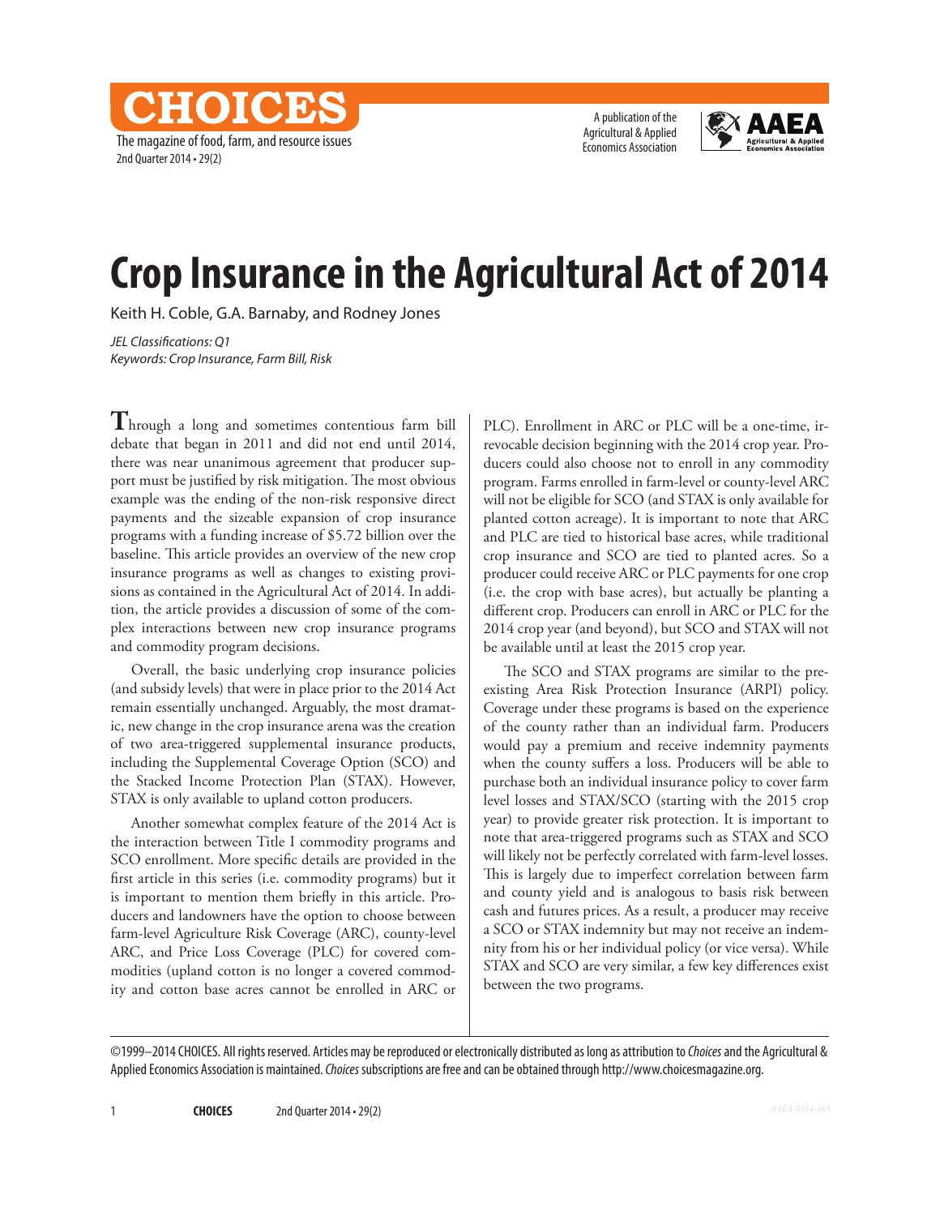# Crop Insurance in the Agricultural Act of 2014

Keith H. Coble, G.A. Barnaby, and Rodney Jones

*JEL Classifications: Q1*
*Keywords: Crop Insurance, Farm Bill, Risk*

Through a long and sometimes contentious farm bill debate that began in 2011 and did not end until 2014, there was near unanimous agreement that producer support must be justified by risk mitigation. The most obvious example was the ending of the non-risk responsive direct payments and the sizeable expansion of crop insurance programs with a funding increase of $5.72 billion over the baseline. This article provides an overview of the new crop insurance programs as well as changes to existing provisions as contained in the Agricultural Act of 2014. In addition, the article provides a discussion of some of the complex interactions between new crop insurance programs and commodity program decisions.

Overall, the basic underlying crop insurance policies (and subsidy levels) that were in place prior to the 2014 Act remain essentially unchanged. Arguably, the most dramatic, new change in the crop insurance arena was the creation of two area-triggered supplemental insurance products, including the Supplemental Coverage Option (SCO) and the Stacked Income Protection Plan (STAX). However, STAX is only available to upland cotton producers.

Another somewhat complex feature of the 2014 Act is the interaction between Title I commodity programs and SCO enrollment. More specific details are provided in the first article in this series (i.e. commodity programs) but it is important to mention them briefly in this article. Producers and landowners have the option to choose between farm-level Agriculture Risk Coverage (ARC), county-level ARC, and Price Loss Coverage (PLC) for covered commodities (upland cotton is no longer a covered commodity and cotton base acres cannot be enrolled in ARC or PLC). Enrollment in ARC or PLC will be a one-time, irrevocable decision beginning with the 2014 crop year. Producers could also choose not to enroll in any commodity program. Farms enrolled in farm-level or county-level ARC will not be eligible for SCO (and STAX is only available for planted cotton acreage). It is important to note that ARC and PLC are tied to historical base acres, while traditional crop insurance and SCO are tied to planted acres. So a producer could receive ARC or PLC payments for one crop (i.e. the crop with base acres), but actually be planting a different crop. Producers can enroll in ARC or PLC for the 2014 crop year (and beyond), but SCO and STAX will not be available until at least the 2015 crop year.

The SCO and STAX programs are similar to the pre-existing Area Risk Protection Insurance (ARPI) policy. Coverage under these programs is based on the experience of the county rather than an individual farm. Producers would pay a premium and receive indemnity payments when the county suffers a loss. Producers will be able to purchase both an individual insurance policy to cover farm level losses and STAX/SCO (starting with the 2015 crop year) to provide greater risk protection. It is important to note that area-triggered programs such as STAX and SCO will likely not be perfectly correlated with farm-level losses. This is largely due to imperfect correlation between farm and county yield and is analogous to basis risk between cash and futures prices. As a result, a producer may receive a SCO or STAX indemnity but may not receive an indemnity from his or her individual policy (or vice versa). While STAX and SCO are very similar, a few key differences exist between the two programs.

©1999–2014 CHOICES. All rights reserved. Articles may be reproduced or electronically distributed as long as attribution to *Choices* and the Agricultural & Applied Economics Association is maintained. *Choices* subscriptions are free and can be obtained through http://www.choicesmagazine.org.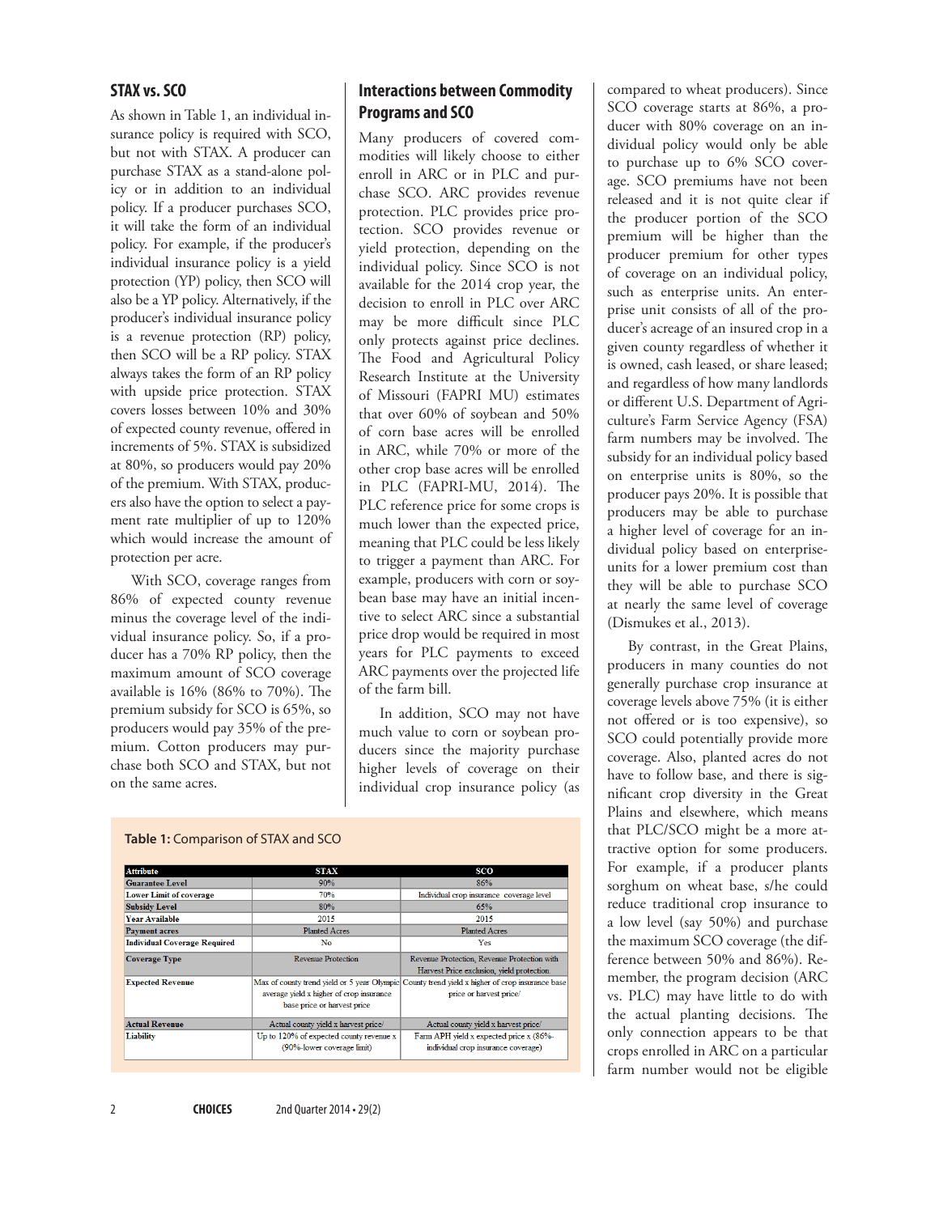## STAX vs. SCO

As shown in Table 1, an individual insurance policy is required with SCO, but not with STAX. A producer can purchase STAX as a stand-alone policy or in addition to an individual policy. If a producer purchases SCO, it will take the form of an individual policy. For example, if the producer's individual insurance policy is a yield protection (YP) policy, then SCO will also be a YP policy. Alternatively, if the producer's individual insurance policy is a revenue protection (RP) policy, then SCO will be a RP policy. STAX always takes the form of an RP policy with upside price protection. STAX covers losses between 10% and 30% of expected county revenue, offered in increments of 5%. STAX is subsidized at 80%, so producers would pay 20% of the premium. With STAX, producers also have the option to select a payment rate multiplier of up to 120% which would increase the amount of protection per acre.

With SCO, coverage ranges from 86% of expected county revenue minus the coverage level of the individual insurance policy. So, if a producer has a 70% RP policy, then the maximum amount of SCO coverage available is 16% (86% to 70%). The premium subsidy for SCO is 65%, so producers would pay 35% of the premium. Cotton producers may purchase both SCO and STAX, but not on the same acres.

## Interactions between Commodity Programs and SCO

Many producers of covered commodities will likely choose to either enroll in ARC or in PLC and purchase SCO. ARC provides revenue protection. PLC provides price protection. SCO provides revenue or yield protection, depending on the individual policy. Since SCO is not available for the 2014 crop year, the decision to enroll in PLC over ARC may be more difficult since PLC only protects against price declines. The Food and Agricultural Policy Research Institute at the University of Missouri (FAPRI MU) estimates that over 60% of soybean and 50% of corn base acres will be enrolled in ARC, while 70% or more of the other crop base acres will be enrolled in PLC (FAPRI-MU, 2014). The PLC reference price for some crops is much lower than the expected price, meaning that PLC could be less likely to trigger a payment than ARC. For example, producers with corn or soybean base may have an initial incentive to select ARC since a substantial price drop would be required in most years for PLC payments to exceed ARC payments over the projected life of the farm bill.

In addition, SCO may not have much value to corn or soybean producers since the majority purchase higher levels of coverage on their individual crop insurance policy (as compared to wheat producers). Since SCO coverage starts at 86%, a producer with 80% coverage on an individual policy would only be able to purchase up to 6% SCO coverage. SCO premiums have not been released and it is not quite clear if the producer portion of the SCO premium will be higher than the producer premium for other types of coverage on an individual policy, such as enterprise units. An enterprise unit consists of all of the producer's acreage of an insured crop in a given county regardless of whether it is owned, cash leased, or share leased; and regardless of how many landlords or different U.S. Department of Agriculture's Farm Service Agency (FSA) farm numbers may be involved. The subsidy for an individual policy based on enterprise units is 80%, so the producer pays 20%. It is possible that producers may be able to purchase a higher level of coverage for an individual policy based on enterprise-units for a lower premium cost than they will be able to purchase SCO at nearly the same level of coverage (Dismukes et al., 2013).

By contrast, in the Great Plains, producers in many counties do not generally purchase crop insurance at coverage levels above 75% (it is either not offered or is too expensive), so SCO could potentially provide more coverage. Also, planted acres do not have to follow base, and there is significant crop diversity in the Great Plains and elsewhere, which means that PLC/SCO might be a more attractive option for some producers. For example, if a producer plants sorghum on wheat base, s/he could reduce traditional crop insurance to a low level (say 50%) and purchase the maximum SCO coverage (the difference between 50% and 86%). Remember, the program decision (ARC vs. PLC) may have little to do with the actual planting decisions. The only connection appears to be that crops enrolled in ARC on a particular farm number would not be eligible

**Table 1:** Comparison of STAX and SCO

| Attribute | STAX | SCO |
|---|---|---|
| Guarantee Level | 90% | 86% |
| Lower Limit of coverage | 70% | Individual crop insurance coverage level |
| Subsidy Level | 80% | 65% |
| Year Available | 2015 | 2015 |
| Payment acres | Planted Acres | Planted Acres |
| Individual Coverage Required | No | Yes |
| Coverage Type | Revenue Protection | Revenue Protection, Revenue Protection with Harvest Price exclusion, yield protection |
| Expected Revenue | Max of county trend yield or 5 year Olympic average yield x higher of crop insurance base price or harvest price | County trend yield x higher of crop insurance base price or harvest price/ |
| Actual Revenue | Actual county yield x harvest price/ | Actual county yield x harvest price/ |
| Liability | Up to 120% of expected county revenue x (90%-lower coverage limit) | Farm APH yield x expected price x (86%-individual crop insurance coverage) |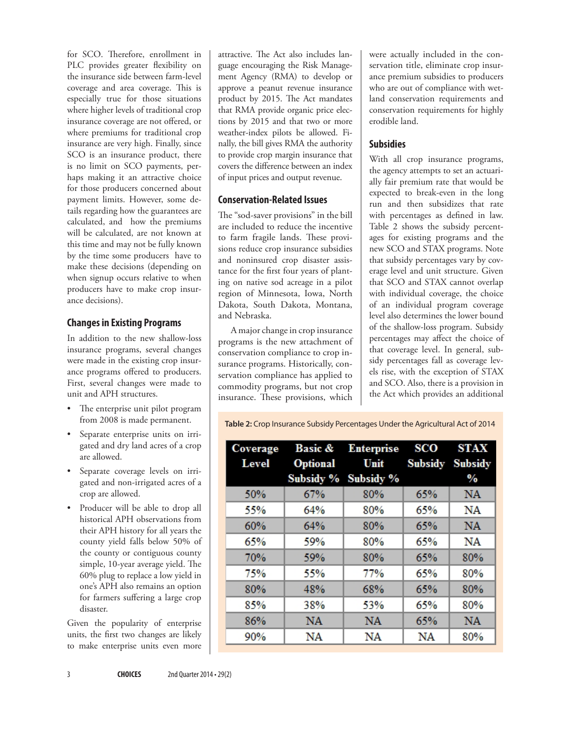for SCO. Therefore, enrollment in PLC provides greater flexibility on the insurance side between farm-level coverage and area coverage. This is especially true for those situations where higher levels of traditional crop insurance coverage are not offered, or where premiums for traditional crop insurance are very high. Finally, since SCO is an insurance product, there is no limit on SCO payments, perhaps making it an attractive choice for those producers concerned about payment limits. However, some details regarding how the guarantees are calculated, and how the premiums will be calculated, are not known at this time and may not be fully known by the time some producers have to make these decisions (depending on when signup occurs relative to when producers have to make crop insurance decisions).

## Changes in Existing Programs

In addition to the new shallow-loss insurance programs, several changes were made in the existing crop insurance programs offered to producers. First, several changes were made to unit and APH structures.

- The enterprise unit pilot program from 2008 is made permanent.
- Separate enterprise units on irrigated and dry land acres of a crop are allowed.
- Separate coverage levels on irrigated and non-irrigated acres of a crop are allowed.
- Producer will be able to drop all historical APH observations from their APH history for all years the county yield falls below 50% of the county or contiguous county simple, 10-year average yield. The 60% plug to replace a low yield in one's APH also remains an option for farmers suffering a large crop disaster.

Given the popularity of enterprise units, the first two changes are likely to make enterprise units even more attractive. The Act also includes language encouraging the Risk Management Agency (RMA) to develop or approve a peanut revenue insurance product by 2015. The Act mandates that RMA provide organic price elections by 2015 and that two or more weather-index pilots be allowed. Finally, the bill gives RMA the authority to provide crop margin insurance that covers the difference between an index of input prices and output revenue.

## Conservation-Related Issues

The "sod-saver provisions" in the bill are included to reduce the incentive to farm fragile lands. These provisions reduce crop insurance subsidies and noninsured crop disaster assistance for the first four years of planting on native sod acreage in a pilot region of Minnesota, Iowa, North Dakota, South Dakota, Montana, and Nebraska.

A major change in crop insurance programs is the new attachment of conservation compliance to crop insurance programs. Historically, conservation compliance has applied to commodity programs, but not crop insurance. These provisions, which were actually included in the conservation title, eliminate crop insurance premium subsidies to producers who are out of compliance with wetland conservation requirements and conservation requirements for highly erodible land.

## Subsidies

With all crop insurance programs, the agency attempts to set an actuarially fair premium rate that would be expected to break-even in the long run and then subsidizes that rate with percentages as defined in law. Table 2 shows the subsidy percentages for existing programs and the new SCO and STAX programs. Note that subsidy percentages vary by coverage level and unit structure. Given that SCO and STAX cannot overlap with individual coverage, the choice of an individual program coverage level also determines the lower bound of the shallow-loss program. Subsidy percentages may affect the choice of that coverage level. In general, subsidy percentages fall as coverage levels rise, with the exception of STAX and SCO. Also, there is a provision in the Act which provides an additional

**Table 2:** Crop Insurance Subsidy Percentages Under the Agricultural Act of 2014

| Coverage Level | Basic & Optional Subsidy % | Enterprise Unit Subsidy % | SCO Subsidy | STAX Subsidy % |
|---|---|---|---|---|
| 50% | 67% | 80% | 65% | NA |
| 55% | 64% | 80% | 65% | NA |
| 60% | 64% | 80% | 65% | NA |
| 65% | 59% | 80% | 65% | NA |
| 70% | 59% | 80% | 65% | 80% |
| 75% | 55% | 77% | 65% | 80% |
| 80% | 48% | 68% | 65% | 80% |
| 85% | 38% | 53% | 65% | 80% |
| 86% | NA | NA | 65% | NA |
| 90% | NA | NA | NA | 80% |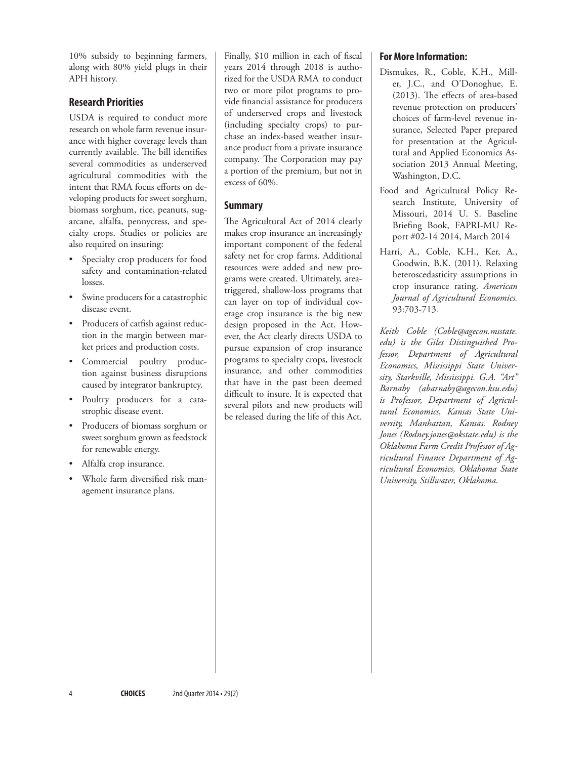10% subsidy to beginning farmers, along with 80% yield plugs in their APH history.

## Research Priorities

USDA is required to conduct more research on whole farm revenue insurance with higher coverage levels than currently available. The bill identifies several commodities as underserved agricultural commodities with the intent that RMA focus efforts on developing products for sweet sorghum, biomass sorghum, rice, peanuts, sugarcane, alfalfa, pennycress, and specialty crops. Studies or policies are also required on insuring:

- Specialty crop producers for food safety and contamination-related losses.
- Swine producers for a catastrophic disease event.
- Producers of catfish against reduction in the margin between market prices and production costs.
- Commercial poultry production against business disruptions caused by integrator bankruptcy.
- Poultry producers for a catastrophic disease event.
- Producers of biomass sorghum or sweet sorghum grown as feedstock for renewable energy.
- Alfalfa crop insurance.
- Whole farm diversified risk management insurance plans.

Finally, $10 million in each of fiscal years 2014 through 2018 is authorized for the USDA RMA to conduct two or more pilot programs to provide financial assistance for producers of underserved crops and livestock (including specialty crops) to purchase an index-based weather insurance product from a private insurance company. The Corporation may pay a portion of the premium, but not in excess of 60%.

## Summary

The Agricultural Act of 2014 clearly makes crop insurance an increasingly important component of the federal safety net for crop farms. Additional resources were added and new programs were created. Ultimately, area-triggered, shallow-loss programs that can layer on top of individual coverage crop insurance is the big new design proposed in the Act. However, the Act clearly directs USDA to pursue expansion of crop insurance programs to specialty crops, livestock insurance, and other commodities that have in the past been deemed difficult to insure. It is expected that several pilots and new products will be released during the life of this Act.

## For More Information:

Dismukes, R., Coble, K.H., Miller, J.C., and O'Donoghue, E. (2013). The effects of area-based revenue protection on producers' choices of farm-level revenue insurance, Selected Paper prepared for presentation at the Agricultural and Applied Economics Association 2013 Annual Meeting, Washington, D.C.

Food and Agricultural Policy Research Institute, University of Missouri, 2014 U. S. Baseline Briefing Book, FAPRI-MU Report #02-14 2014, March 2014

Harri, A., Coble, K.H., Ker, A., Goodwin, B.K. (2011). Relaxing heteroscedasticity assumptions in crop insurance rating. *American Journal of Agricultural Economics.* 93:703-713.

*Keith Coble (Coble@agecon.msstate.edu) is the Giles Distinguished Professor, Department of Agricultural Economics, Mississippi State University, Starkville, Mississippi. G.A. "Art" Barnaby (abarnaby@agecon.ksu.edu) is Professor, Department of Agricultural Economics, Kansas State University, Manhattan, Kansas. Rodney Jones (Rodney.jones@okstate.edu) is the Oklahoma Farm Credit Professor of Agricultural Finance Department of Agricultural Economics, Oklahoma State University, Stillwater, Oklahoma.*